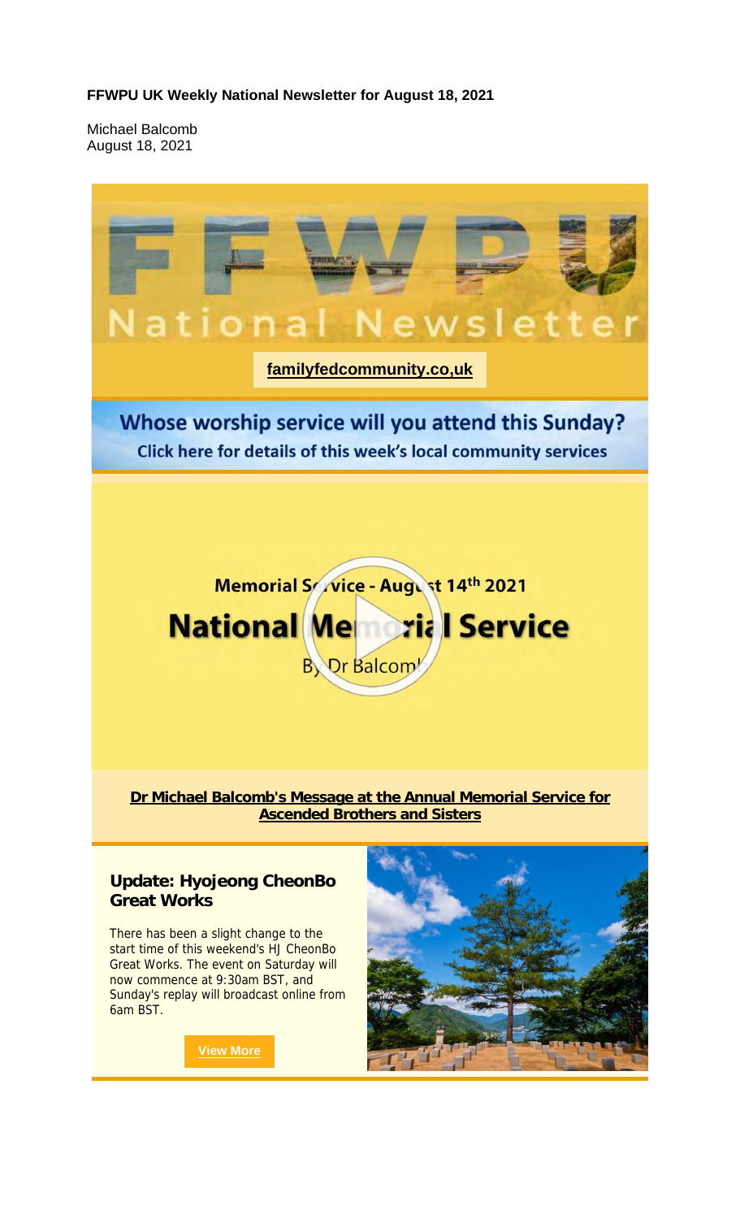**FFWPU UK Weekly National Newsletter for August 18, 2021**

Michael Balcomb
August 18, 2021

# FFWPU National Newsletter

**familyfedcommunity.co,uk**

## Whose worship service will you attend this Sunday?

**Click here for details of this week's local community services**

Memorial Service - August 14th 2021

## National Memorial Service

By Dr Balcomb

**Dr Michael Balcomb's Message at the Annual Memorial Service for Ascended Brothers and Sisters**

### Update: Hyojeong CheonBo Great Works

There has been a slight change to the start time of this weekend's HJ CheonBo Great Works. The event on Saturday will now commence at 9:30am BST, and Sunday's replay will broadcast online from 6am BST.

**View More**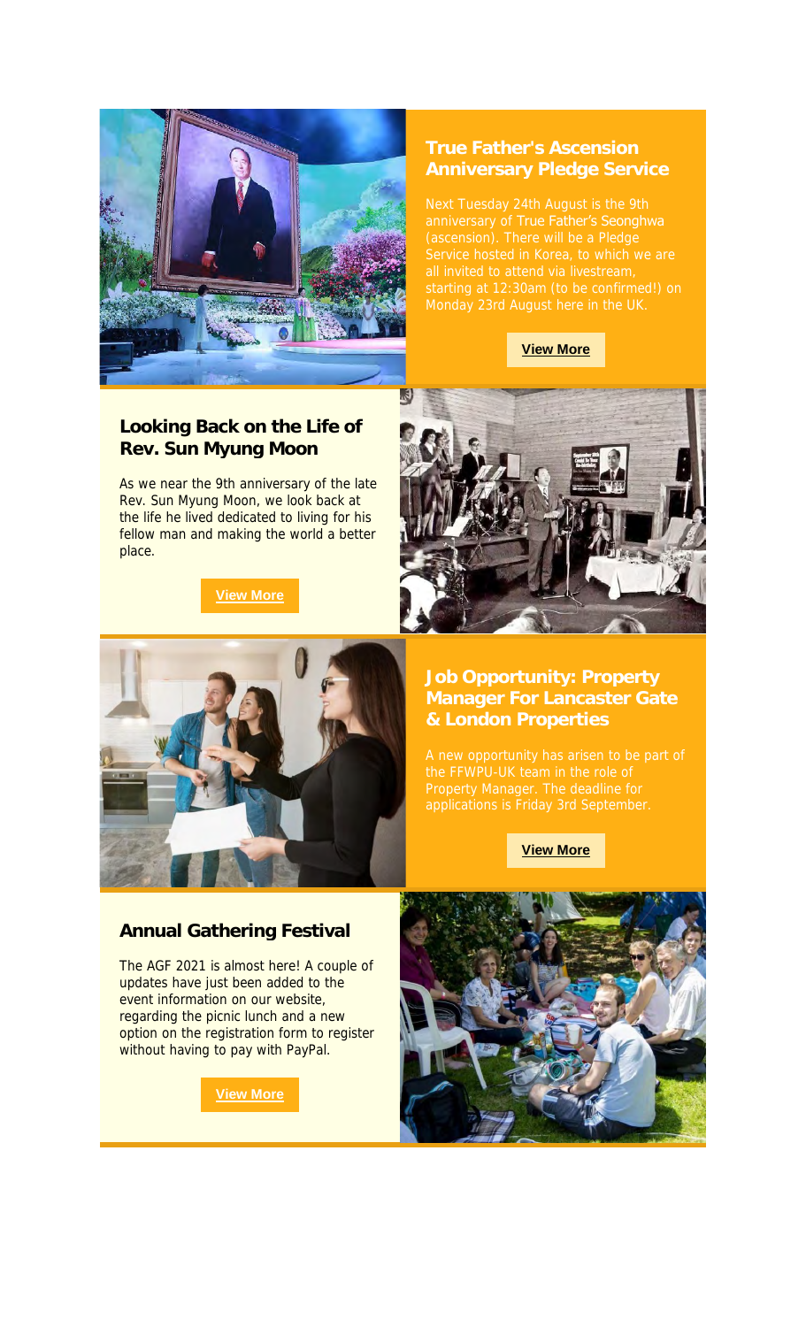## True Father's Ascension Anniversary Pledge Service

Next Tuesday 24th August is the 9th anniversary of True Father's Seonghwa (ascension). There will be a Pledge Service hosted in Korea, to which we are all invited to attend via livestream, starting at 12:30am (to be confirmed!) on Monday 23rd August here in the UK.

**View More**

## Looking Back on the Life of Rev. Sun Myung Moon

As we near the 9th anniversary of the late Rev. Sun Myung Moon, we look back at the life he lived dedicated to living for his fellow man and making the world a better place.

**View More**

## Job Opportunity: Property Manager For Lancaster Gate & London Properties

A new opportunity has arisen to be part of the FFWPU-UK team in the role of Property Manager. The deadline for applications is Friday 3rd September.

**View More**

## Annual Gathering Festival

The AGF 2021 is almost here! A couple of updates have just been added to the event information on our website, regarding the picnic lunch and a new option on the registration form to register without having to pay with PayPal.

**View More**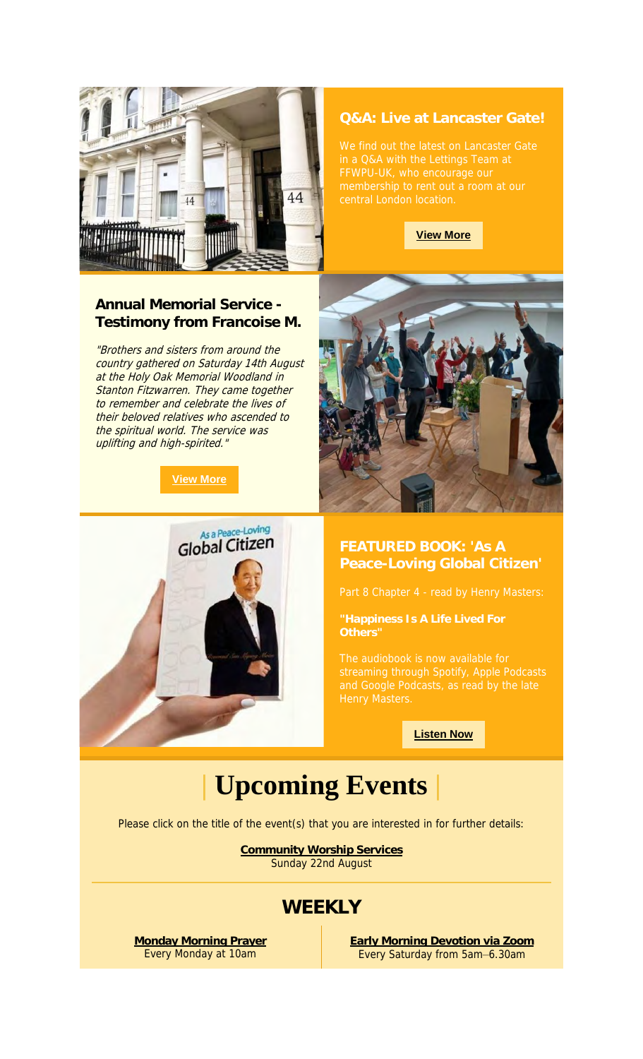### Q&A: Live at Lancaster Gate!

We find out the latest on Lancaster Gate in a Q&A with the Lettings Team at FFWPU-UK, who encourage our membership to rent out a room at our central London location.

**View More**

### Annual Memorial Service - Testimony from Francoise M.

*"Brothers and sisters from around the country gathered on Saturday 14th August at the Holy Oak Memorial Woodland in Stanton Fitzwarren. They came together to remember and celebrate the lives of their beloved relatives who ascended to the spiritual world. The service was uplifting and high-spirited."*

**View More**

### FEATURED BOOK: 'As A Peace-Loving Global Citizen'

Part 8 Chapter 4 - read by Henry Masters:

**"Happiness Is A Life Lived For Others"**

The audiobook is now available for streaming through Spotify, Apple Podcasts and Google Podcasts, as read by the late Henry Masters.

**Listen Now**

# | Upcoming Events |

Please click on the title of the event(s) that you are interested in for further details:

**Community Worship Services**
Sunday 22nd August

## WEEKLY

**Monday Morning Prayer**
Every Monday at 10am

**Early Morning Devotion via Zoom**
Every Saturday from 5am–6.30am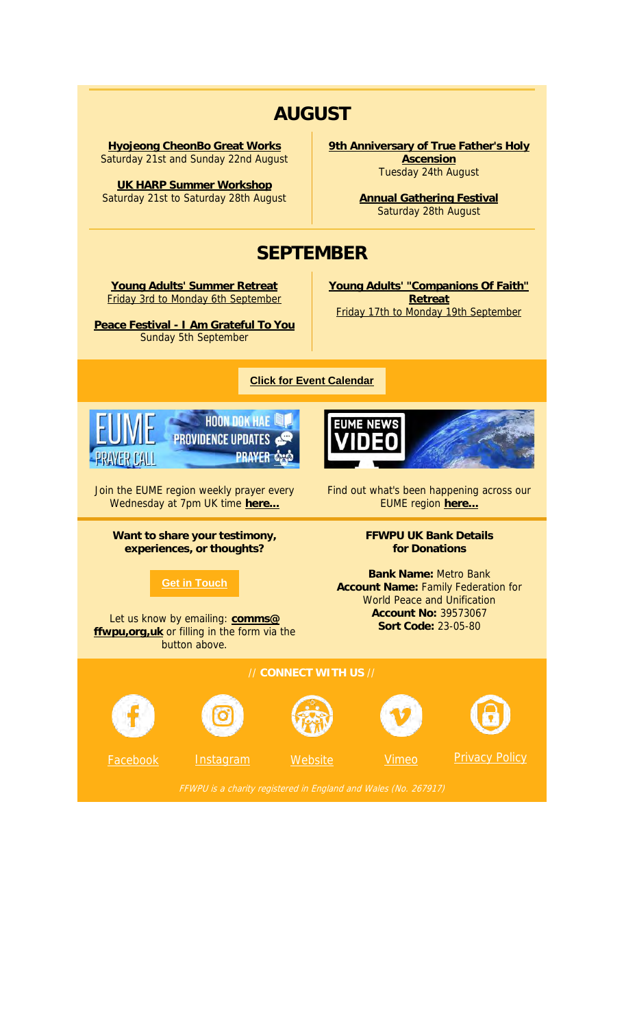## AUGUST

**Hyojeong CheonBo Great Works**
Saturday 21st and Sunday 22nd August

**UK HARP Summer Workshop**
Saturday 21st to Saturday 28th August

**9th Anniversary of True Father's Holy Ascension**
Tuesday 24th August

**Annual Gathering Festival**
Saturday 28th August

## SEPTEMBER

**Young Adults' Summer Retreat**
Friday 3rd to Monday 6th September

**Peace Festival - I Am Grateful To You**
Sunday 5th September

**Young Adults' "Companions Of Faith" Retreat**
Friday 17th to Monday 19th September

**Click for Event Calendar**

Join the EUME region weekly prayer every Wednesday at 7pm UK time **here...**

Find out what's been happening across our EUME region **here...**

**Want to share your testimony, experiences, or thoughts?**

**Get in Touch**

Let us know by emailing: **comms@ffwpu,org,uk** or filling in the form via the button above.

**FFWPU UK Bank Details for Donations**

**Bank Name:** Metro Bank
**Account Name:** Family Federation for World Peace and Unification
**Account No:** 39573067
**Sort Code:** 23-05-80

// **CONNECT WITH US** //

Facebook Instagram Website Vimeo Privacy Policy

*FFWPU is a charity registered in England and Wales (No. 267917)*